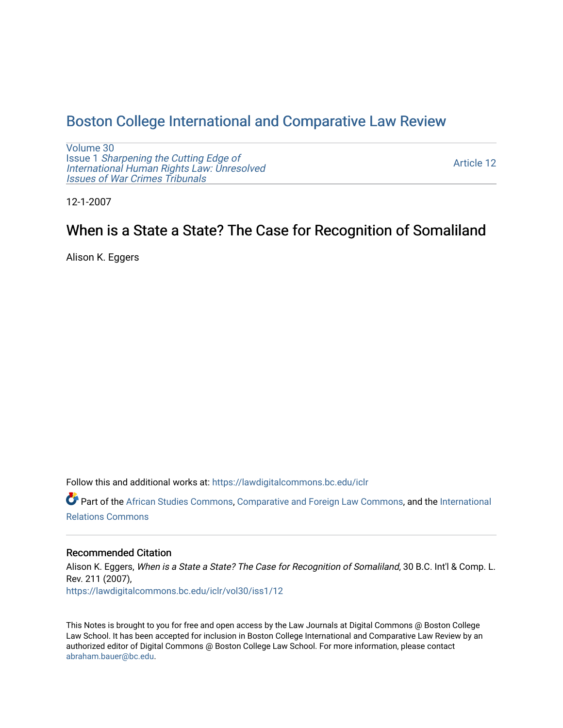# Boston College International and Comparative Law Review

Volume 30
Issue 1 *Sharpening the Cutting Edge of International Human Rights Law: Unresolved Issues of War Crimes Tribunals*

Article 12

12-1-2007

## When is a State a State? The Case for Recognition of Somaliland

Alison K. Eggers

Follow this and additional works at: https://lawdigitalcommons.bc.edu/iclr

Part of the African Studies Commons, Comparative and Foreign Law Commons, and the International Relations Commons

### Recommended Citation

Alison K. Eggers, *When is a State a State? The Case for Recognition of Somaliland*, 30 B.C. Int'l & Comp. L. Rev. 211 (2007),
https://lawdigitalcommons.bc.edu/iclr/vol30/iss1/12

This Notes is brought to you for free and open access by the Law Journals at Digital Commons @ Boston College Law School. It has been accepted for inclusion in Boston College International and Comparative Law Review by an authorized editor of Digital Commons @ Boston College Law School. For more information, please contact abraham.bauer@bc.edu.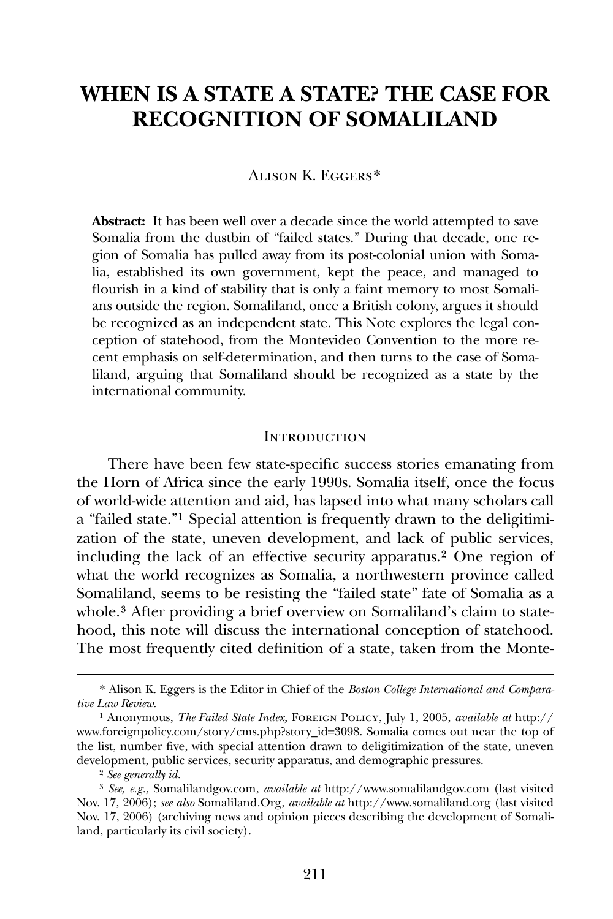# WHEN IS A STATE A STATE? THE CASE FOR RECOGNITION OF SOMALILAND

Alison K. Eggers*

**Abstract:** It has been well over a decade since the world attempted to save Somalia from the dustbin of "failed states." During that decade, one region of Somalia has pulled away from its post-colonial union with Somalia, established its own government, kept the peace, and managed to flourish in a kind of stability that is only a faint memory to most Somalians outside the region. Somaliland, once a British colony, argues it should be recognized as an independent state. This Note explores the legal conception of statehood, from the Montevideo Convention to the more recent emphasis on self-determination, and then turns to the case of Somaliland, arguing that Somaliland should be recognized as a state by the international community.

## Introduction

There have been few state-specific success stories emanating from the Horn of Africa since the early 1990s. Somalia itself, once the focus of world-wide attention and aid, has lapsed into what many scholars call a "failed state."[1] Special attention is frequently drawn to the deligitimization of the state, uneven development, and lack of public services, including the lack of an effective security apparatus.[2] One region of what the world recognizes as Somalia, a northwestern province called Somaliland, seems to be resisting the "failed state" fate of Somalia as a whole.[3] After providing a brief overview on Somaliland's claim to statehood, this note will discuss the international conception of statehood. The most frequently cited definition of a state, taken from the Monte-

---

\* Alison K. Eggers is the Editor in Chief of the *Boston College International and Comparative Law Review*.

[1] Anonymous, *The Failed State Index,* Foreign Policy, July 1, 2005, *available at* http://www.foreignpolicy.com/story/cms.php?story_id=3098. Somalia comes out near the top of the list, number five, with special attention drawn to deligitimization of the state, uneven development, public services, security apparatus, and demographic pressures.

[2] *See generally id.*

[3] *See, e.g.,* Somalilandgov.com, *available at* http://www.somalilandgov.com (last visited Nov. 17, 2006); *see also* Somaliland.Org, *available at* http://www.somaliland.org (last visited Nov. 17, 2006) (archiving news and opinion pieces describing the development of Somaliland, particularly its civil society).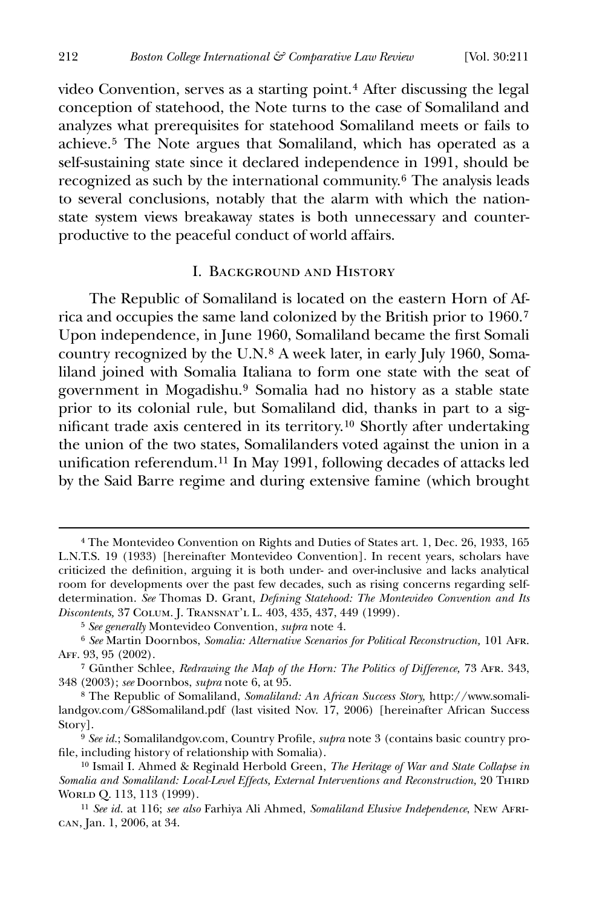video Convention, serves as a starting point.[4] After discussing the legal conception of statehood, the Note turns to the case of Somaliland and analyzes what prerequisites for statehood Somaliland meets or fails to achieve.[5] The Note argues that Somaliland, which has operated as a self-sustaining state since it declared independence in 1991, should be recognized as such by the international community.[6] The analysis leads to several conclusions, notably that the alarm with which the nation-state system views breakaway states is both unnecessary and counterproductive to the peaceful conduct of world affairs.

## I. Background and History

The Republic of Somaliland is located on the eastern Horn of Africa and occupies the same land colonized by the British prior to 1960.[7] Upon independence, in June 1960, Somaliland became the first Somali country recognized by the U.N.[8] A week later, in early July 1960, Somaliland joined with Somalia Italiana to form one state with the seat of government in Mogadishu.[9] Somalia had no history as a stable state prior to its colonial rule, but Somaliland did, thanks in part to a significant trade axis centered in its territory.[10] Shortly after undertaking the union of the two states, Somalilanders voted against the union in a unification referendum.[11] In May 1991, following decades of attacks led by the Said Barre regime and during extensive famine (which brought

---

[4] The Montevideo Convention on Rights and Duties of States art. 1, Dec. 26, 1933, 165 L.N.T.S. 19 (1933) [hereinafter Montevideo Convention]. In recent years, scholars have criticized the definition, arguing it is both under- and over-inclusive and lacks analytical room for developments over the past few decades, such as rising concerns regarding self-determination. *See* Thomas D. Grant, *Defining Statehood: The Montevideo Convention and Its Discontents,* 37 Colum. J. Transnat'l L. 403, 435, 437, 449 (1999).

[5] *See generally* Montevideo Convention, *supra* note 4.

[6] *See* Martin Doornbos, *Somalia: Alternative Scenarios for Political Reconstruction,* 101 Afr. Aff. 93, 95 (2002).

[7] Günther Schlee, *Redrawing the Map of the Horn: The Politics of Difference,* 73 Afr. 343, 348 (2003); *see* Doornbos, *supra* note 6, at 95.

[8] The Republic of Somaliland, *Somaliland: An African Success Story,* http://www.somalilandgov.com/G8Somaliland.pdf (last visited Nov. 17, 2006) [hereinafter African Success Story].

[9] *See id.*; Somalilandgov.com, Country Profile, *supra* note 3 (contains basic country profile, including history of relationship with Somalia).

[10] Ismail I. Ahmed & Reginald Herbold Green, *The Heritage of War and State Collapse in Somalia and Somaliland: Local-Level Effects, External Interventions and Reconstruction,* 20 Third World Q. 113, 113 (1999).

[11] *See id.* at 116; *see also* Farhiya Ali Ahmed, *Somaliland Elusive Independence*, New African, Jan. 1, 2006, at 34.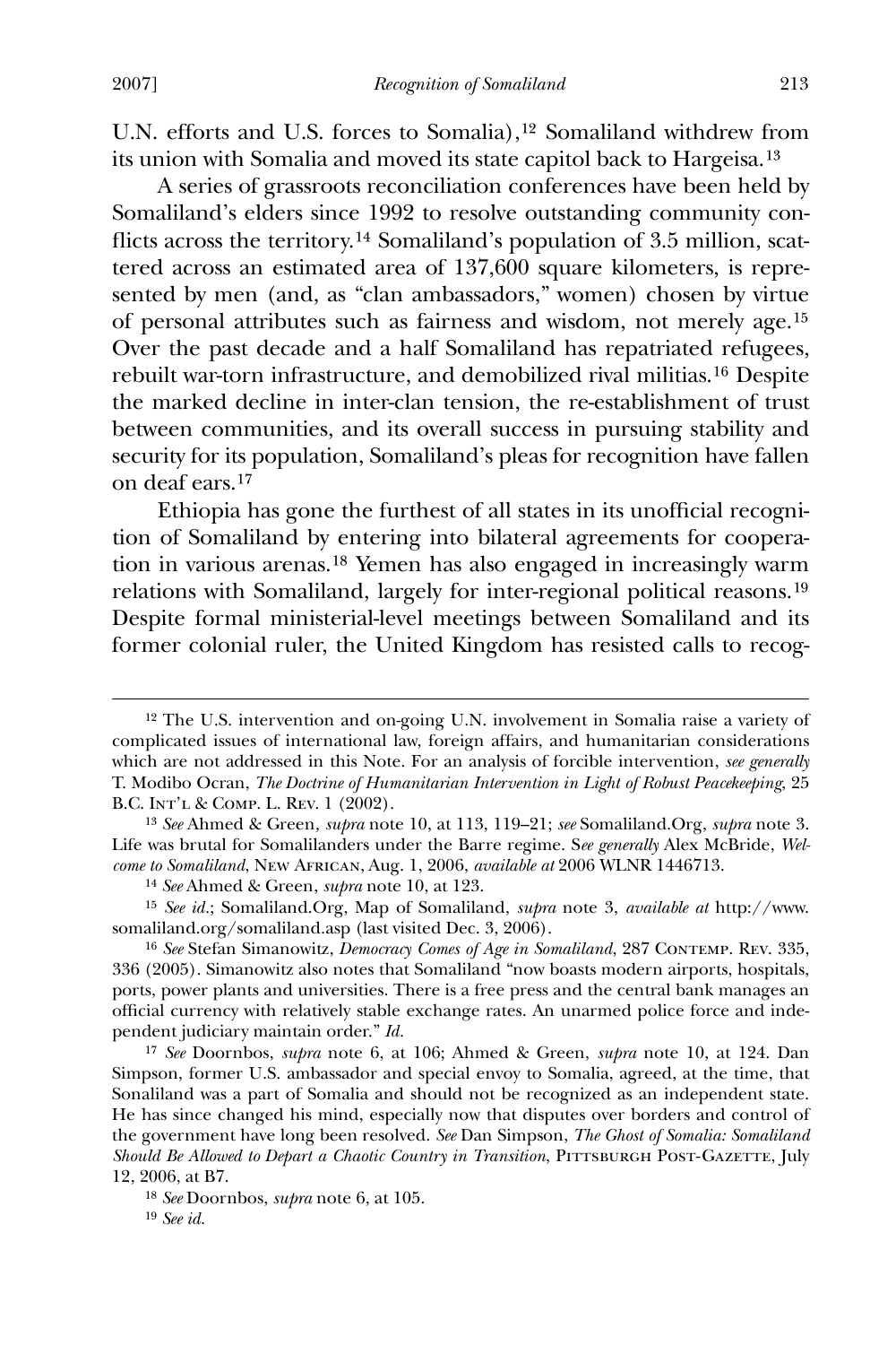U.N. efforts and U.S. forces to Somalia),[12] Somaliland withdrew from its union with Somalia and moved its state capitol back to Hargeisa.[13]

A series of grassroots reconciliation conferences have been held by Somaliland's elders since 1992 to resolve outstanding community conflicts across the territory.[14] Somaliland's population of 3.5 million, scattered across an estimated area of 137,600 square kilometers, is represented by men (and, as "clan ambassadors," women) chosen by virtue of personal attributes such as fairness and wisdom, not merely age.[15] Over the past decade and a half Somaliland has repatriated refugees, rebuilt war-torn infrastructure, and demobilized rival militias.[16] Despite the marked decline in inter-clan tension, the re-establishment of trust between communities, and its overall success in pursuing stability and security for its population, Somaliland's pleas for recognition have fallen on deaf ears.[17]

Ethiopia has gone the furthest of all states in its unofficial recognition of Somaliland by entering into bilateral agreements for cooperation in various arenas.[18] Yemen has also engaged in increasingly warm relations with Somaliland, largely for inter-regional political reasons.[19] Despite formal ministerial-level meetings between Somaliland and its former colonial ruler, the United Kingdom has resisted calls to recog-

---

[12] The U.S. intervention and on-going U.N. involvement in Somalia raise a variety of complicated issues of international law, foreign affairs, and humanitarian considerations which are not addressed in this Note. For an analysis of forcible intervention, *see generally* T. Modibo Ocran, *The Doctrine of Humanitarian Intervention in Light of Robust Peacekeeping*, 25 B.C. Int'l & Comp. L. Rev. 1 (2002).

[13] *See* Ahmed & Green, *supra* note 10, at 113, 119–21; *see* Somaliland.Org, *supra* note 3. Life was brutal for Somalilanders under the Barre regime. S*ee generally* Alex McBride, *Welcome to Somaliland*, New African, Aug. 1, 2006, *available at* 2006 WLNR 1446713.

[14] *See* Ahmed & Green, *supra* note 10, at 123.

[15] *See id.*; Somaliland.Org, Map of Somaliland, *supra* note 3, *available at* http://www.somaliland.org/somaliland.asp (last visited Dec. 3, 2006).

[16] *See* Stefan Simanowitz, *Democracy Comes of Age in Somaliland*, 287 Contemp. Rev. 335, 336 (2005). Simanowitz also notes that Somaliland "now boasts modern airports, hospitals, ports, power plants and universities. There is a free press and the central bank manages an official currency with relatively stable exchange rates. An unarmed police force and independent judiciary maintain order." *Id.*

[17] *See* Doornbos, *supra* note 6, at 106; Ahmed & Green, *supra* note 10, at 124. Dan Simpson, former U.S. ambassador and special envoy to Somalia, agreed, at the time, that Sonaliland was a part of Somalia and should not be recognized as an independent state. He has since changed his mind, especially now that disputes over borders and control of the government have long been resolved. *See* Dan Simpson, *The Ghost of Somalia: Somaliland Should Be Allowed to Depart a Chaotic Country in Transition*, Pittsburgh Post-Gazette, July 12, 2006, at B7.

[18] *See* Doornbos, *supra* note 6, at 105.

[19] *See id.*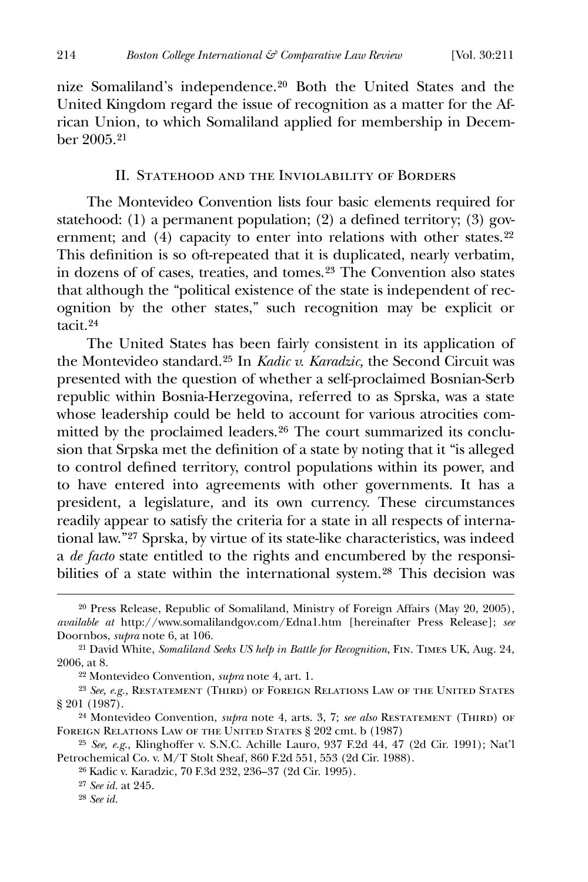nize Somaliland's independence.[20] Both the United States and the United Kingdom regard the issue of recognition as a matter for the African Union, to which Somaliland applied for membership in December 2005.[21]

## II. Statehood and the Inviolability of Borders

The Montevideo Convention lists four basic elements required for statehood: (1) a permanent population; (2) a defined territory; (3) government; and (4) capacity to enter into relations with other states.[22] This definition is so oft-repeated that it is duplicated, nearly verbatim, in dozens of of cases, treaties, and tomes.[23] The Convention also states that although the "political existence of the state is independent of recognition by the other states," such recognition may be explicit or tacit.[24]

The United States has been fairly consistent in its application of the Montevideo standard.[25] In *Kadic v. Karadzic,* the Second Circuit was presented with the question of whether a self-proclaimed Bosnian-Serb republic within Bosnia-Herzegovina, referred to as Sprska, was a state whose leadership could be held to account for various atrocities committed by the proclaimed leaders.[26] The court summarized its conclusion that Srpska met the definition of a state by noting that it "is alleged to control defined territory, control populations within its power, and to have entered into agreements with other governments. It has a president, a legislature, and its own currency. These circumstances readily appear to satisfy the criteria for a state in all respects of international law."[27] Sprska, by virtue of its state-like characteristics, was indeed a *de facto* state entitled to the rights and encumbered by the responsibilities of a state within the international system.[28] This decision was

---

[20] Press Release, Republic of Somaliland, Ministry of Foreign Affairs (May 20, 2005), *available at* http://www.somalilandgov.com/Edna1.htm [hereinafter Press Release]; *see* Doornbos, *supra* note 6, at 106.

[21] David White, *Somaliland Seeks US help in Battle for Recognition*, Fin. Times UK, Aug. 24, 2006, at 8.

[22] Montevideo Convention, *supra* note 4, art. 1.

[23] *See, e.g.,* Restatement (Third) of Foreign Relations Law of the United States § 201 (1987).

[24] Montevideo Convention, *supra* note 4, arts. 3, 7; *see also* Restatement (Third) of Foreign Relations Law of the United States § 202 cmt. b (1987)

[25] *See, e.g.,* Klinghoffer v. S.N.C. Achille Lauro, 937 F.2d 44, 47 (2d Cir. 1991); Nat'l Petrochemical Co. v. M/T Stolt Sheaf, 860 F.2d 551, 553 (2d Cir. 1988).

[26] Kadic v. Karadzic, 70 F.3d 232, 236–37 (2d Cir. 1995).

[27] *See id.* at 245.

[28] *See id.*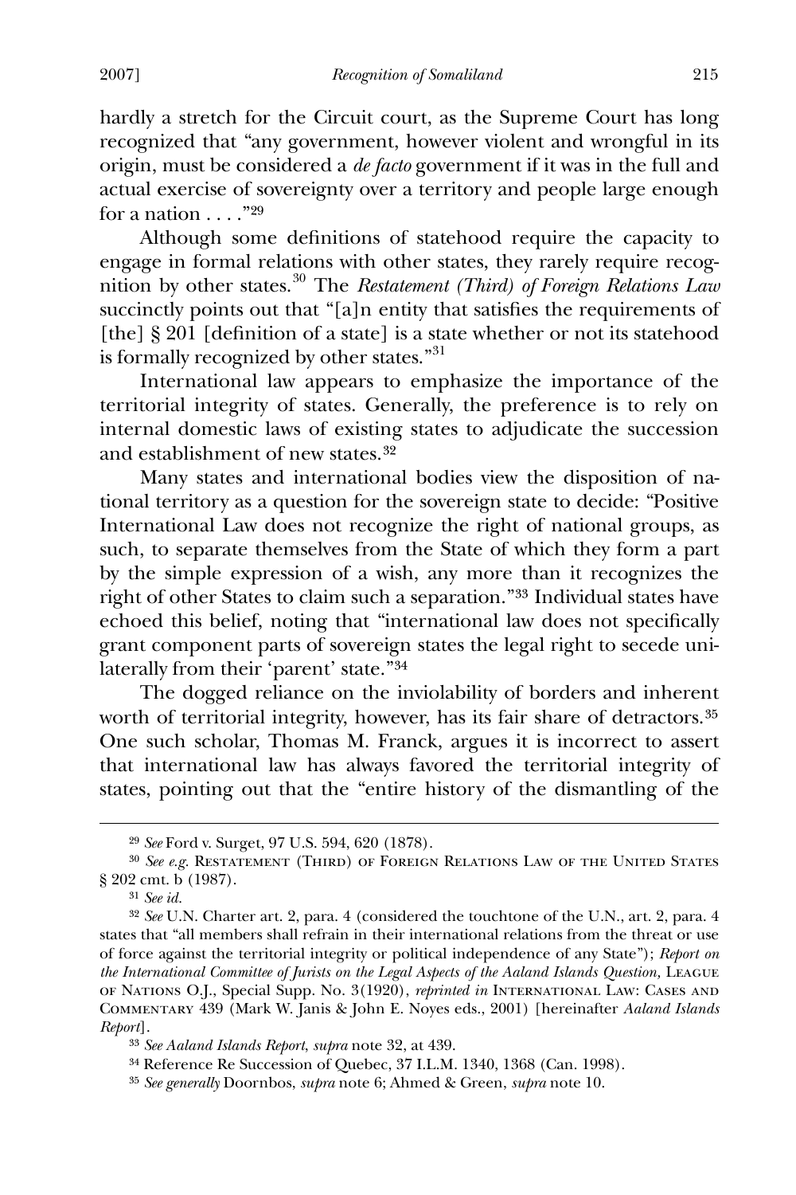hardly a stretch for the Circuit court, as the Supreme Court has long recognized that "any government, however violent and wrongful in its origin, must be considered a *de facto* government if it was in the full and actual exercise of sovereignty over a territory and people large enough for a nation . . . ."[29]

Although some definitions of statehood require the capacity to engage in formal relations with other states, they rarely require recognition by other states.[30] The *Restatement (Third) of Foreign Relations Law* succinctly points out that "[a]n entity that satisfies the requirements of [the] § 201 [definition of a state] is a state whether or not its statehood is formally recognized by other states."[31]

International law appears to emphasize the importance of the territorial integrity of states. Generally, the preference is to rely on internal domestic laws of existing states to adjudicate the succession and establishment of new states.[32]

Many states and international bodies view the disposition of national territory as a question for the sovereign state to decide: "Positive International Law does not recognize the right of national groups, as such, to separate themselves from the State of which they form a part by the simple expression of a wish, any more than it recognizes the right of other States to claim such a separation."[33] Individual states have echoed this belief, noting that "international law does not specifically grant component parts of sovereign states the legal right to secede unilaterally from their 'parent' state."[34]

The dogged reliance on the inviolability of borders and inherent worth of territorial integrity, however, has its fair share of detractors.[35] One such scholar, Thomas M. Franck, argues it is incorrect to assert that international law has always favored the territorial integrity of states, pointing out that the "entire history of the dismantling of the

---

[29] *See* Ford v. Surget, 97 U.S. 594, 620 (1878).

[30] *See e.g.* Restatement (Third) of Foreign Relations Law of the United States § 202 cmt. b (1987).

[31] *See id.*

[32] *See* U.N. Charter art. 2, para. 4 (considered the touchtone of the U.N., art. 2, para. 4 states that "all members shall refrain in their international relations from the threat or use of force against the territorial integrity or political independence of any State"); *Report on the International Committee of Jurists on the Legal Aspects of the Aaland Islands Question,* League of Nations O.J., Special Supp. No. 3(1920), *reprinted in* International Law: Cases and Commentary 439 (Mark W. Janis & John E. Noyes eds., 2001) [hereinafter *Aaland Islands Report*].

[33] *See Aaland Islands Report*, *supra* note 32, at 439.

[34] Reference Re Succession of Quebec, 37 I.L.M. 1340, 1368 (Can. 1998).

[35] *See generally* Doornbos, *supra* note 6; Ahmed & Green, *supra* note 10.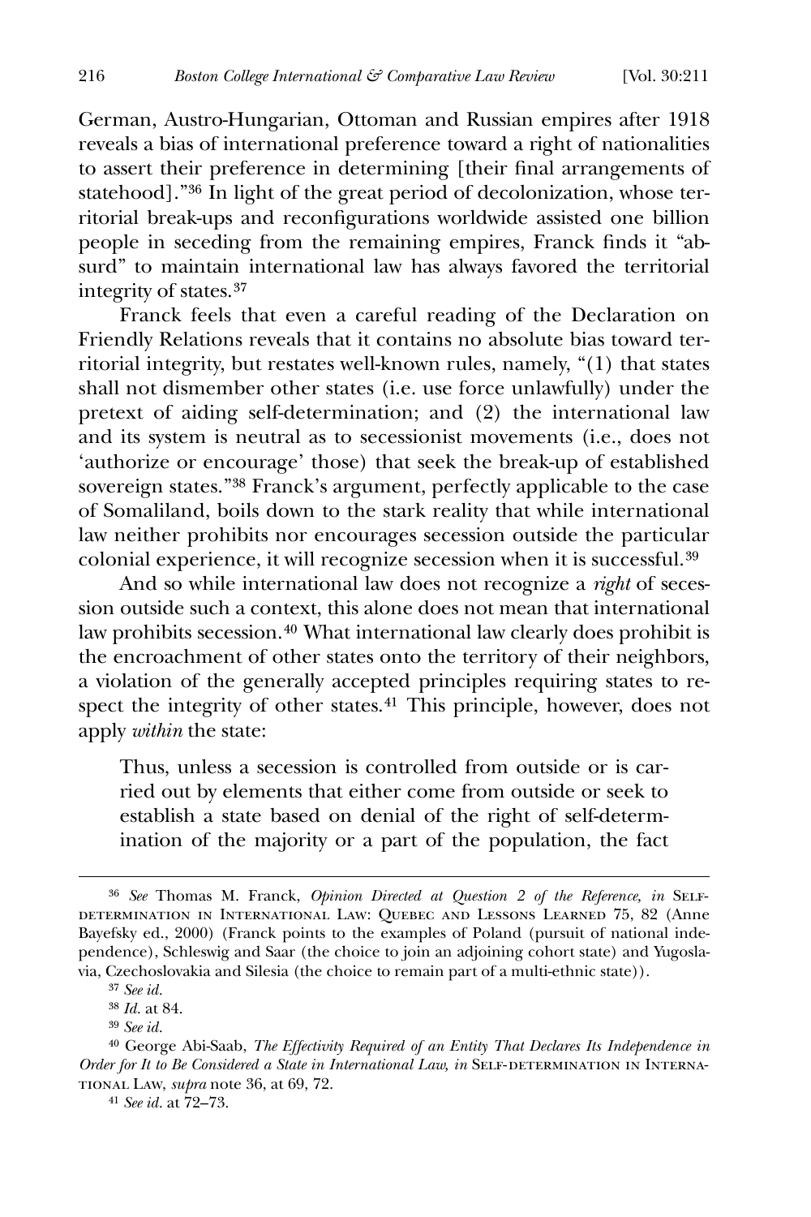German, Austro-Hungarian, Ottoman and Russian empires after 1918 reveals a bias of international preference toward a right of nationalities to assert their preference in determining [their final arrangements of statehood]."[36] In light of the great period of decolonization, whose territorial break-ups and reconfigurations worldwide assisted one billion people in seceding from the remaining empires, Franck finds it "absurd" to maintain international law has always favored the territorial integrity of states.[37]

Franck feels that even a careful reading of the Declaration on Friendly Relations reveals that it contains no absolute bias toward territorial integrity, but restates well-known rules, namely, "(1) that states shall not dismember other states (i.e. use force unlawfully) under the pretext of aiding self-determination; and (2) the international law and its system is neutral as to secessionist movements (i.e., does not 'authorize or encourage' those) that seek the break-up of established sovereign states."[38] Franck's argument, perfectly applicable to the case of Somaliland, boils down to the stark reality that while international law neither prohibits nor encourages secession outside the particular colonial experience, it will recognize secession when it is successful.[39]

And so while international law does not recognize a *right* of secession outside such a context, this alone does not mean that international law prohibits secession.[40] What international law clearly does prohibit is the encroachment of other states onto the territory of their neighbors, a violation of the generally accepted principles requiring states to respect the integrity of other states.[41] This principle, however, does not apply *within* the state:

> Thus, unless a secession is controlled from outside or is carried out by elements that either come from outside or seek to establish a state based on denial of the right of self-determination of the majority or a part of the population, the fact

---

[36] *See* Thomas M. Franck, *Opinion Directed at Question 2 of the Reference, in* Self-determination in International Law: Quebec and Lessons Learned 75, 82 (Anne Bayefsky ed., 2000) (Franck points to the examples of Poland (pursuit of national independence), Schleswig and Saar (the choice to join an adjoining cohort state) and Yugoslavia, Czechoslovakia and Silesia (the choice to remain part of a multi-ethnic state)).

[37] *See id.*

[38] *Id.* at 84.

[39] *See id.*

[40] George Abi-Saab, *The Effectivity Required of an Entity That Declares Its Independence in Order for It to Be Considered a State in International Law, in* Self-determination in International Law, *supra* note 36, at 69, 72.

[41] *See id.* at 72–73.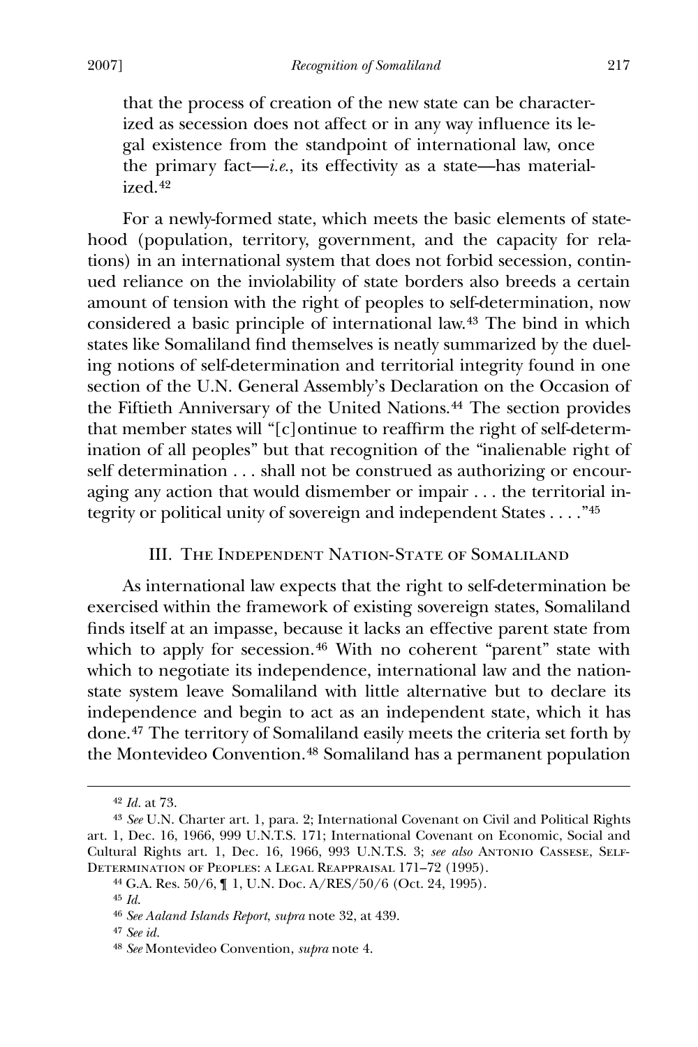that the process of creation of the new state can be characterized as secession does not affect or in any way influence its legal existence from the standpoint of international law, once the primary fact—*i.e.*, its effectivity as a state—has materialized.[42]

For a newly-formed state, which meets the basic elements of statehood (population, territory, government, and the capacity for relations) in an international system that does not forbid secession, continued reliance on the inviolability of state borders also breeds a certain amount of tension with the right of peoples to self-determination, now considered a basic principle of international law.[43] The bind in which states like Somaliland find themselves is neatly summarized by the dueling notions of self-determination and territorial integrity found in one section of the U.N. General Assembly's Declaration on the Occasion of the Fiftieth Anniversary of the United Nations.[44] The section provides that member states will "[c]ontinue to reaffirm the right of self-determination of all peoples" but that recognition of the "inalienable right of self determination . . . shall not be construed as authorizing or encouraging any action that would dismember or impair . . . the territorial integrity or political unity of sovereign and independent States . . . ."[45]

## III. The Independent Nation-State of Somaliland

As international law expects that the right to self-determination be exercised within the framework of existing sovereign states, Somaliland finds itself at an impasse, because it lacks an effective parent state from which to apply for secession.[46] With no coherent "parent" state with which to negotiate its independence, international law and the nation-state system leave Somaliland with little alternative but to declare its independence and begin to act as an independent state, which it has done.[47] The territory of Somaliland easily meets the criteria set forth by the Montevideo Convention.[48] Somaliland has a permanent population

---

[42] *Id.* at 73.

[43] *See* U.N. Charter art. 1, para. 2; International Covenant on Civil and Political Rights art. 1, Dec. 16, 1966, 999 U.N.T.S. 171; International Covenant on Economic, Social and Cultural Rights art. 1, Dec. 16, 1966, 993 U.N.T.S. 3; *see also* Antonio Cassese, Self-Determination of Peoples: A Legal Reappraisal 171–72 (1995).

[44] G.A. Res. 50/6, ¶ 1, U.N. Doc. A/RES/50/6 (Oct. 24, 1995).

[45] *Id.*

[46] *See Aaland Islands Report*, *supra* note 32, at 439.

[47] *See id.*

[48] *See* Montevideo Convention, *supra* note 4.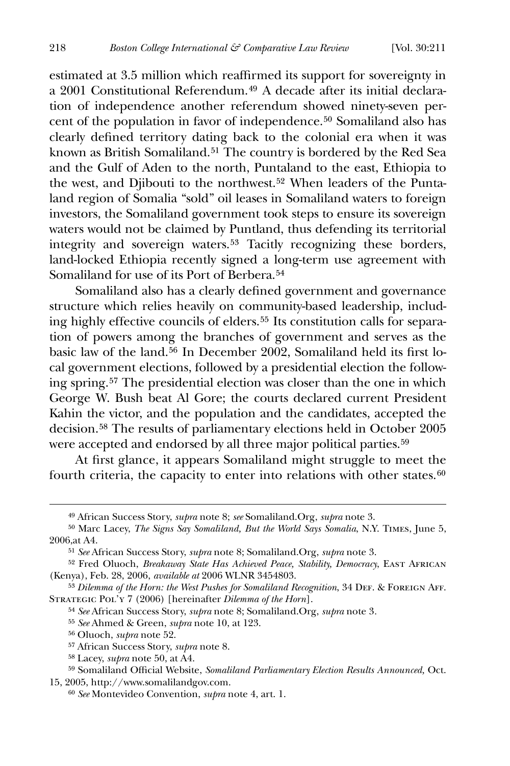estimated at 3.5 million which reaffirmed its support for sovereignty in a 2001 Constitutional Referendum.[49] A decade after its initial declaration of independence another referendum showed ninety-seven percent of the population in favor of independence.[50] Somaliland also has clearly defined territory dating back to the colonial era when it was known as British Somaliland.[51] The country is bordered by the Red Sea and the Gulf of Aden to the north, Puntaland to the east, Ethiopia to the west, and Djibouti to the northwest.[52] When leaders of the Puntaland region of Somalia "sold" oil leases in Somaliland waters to foreign investors, the Somaliland government took steps to ensure its sovereign waters would not be claimed by Puntland, thus defending its territorial integrity and sovereign waters.[53] Tacitly recognizing these borders, land-locked Ethiopia recently signed a long-term use agreement with Somaliland for use of its Port of Berbera.[54]

Somaliland also has a clearly defined government and governance structure which relies heavily on community-based leadership, including highly effective councils of elders.[55] Its constitution calls for separation of powers among the branches of government and serves as the basic law of the land.[56] In December 2002, Somaliland held its first local government elections, followed by a presidential election the following spring.[57] The presidential election was closer than the one in which George W. Bush beat Al Gore; the courts declared current President Kahin the victor, and the population and the candidates, accepted the decision.[58] The results of parliamentary elections held in October 2005 were accepted and endorsed by all three major political parties.[59]

At first glance, it appears Somaliland might struggle to meet the fourth criteria, the capacity to enter into relations with other states.[60]

---

[49] African Success Story, *supra* note 8; *see* Somaliland.Org, *supra* note 3.

[50] Marc Lacey, *The Signs Say Somaliland, But the World Says Somalia*, N.Y. Times, June 5, 2006,at A4.

[51] *See* African Success Story, *supra* note 8; Somaliland.Org, *supra* note 3.

[52] Fred Oluoch, *Breakaway State Has Achieved Peace, Stability, Democracy*, East African (Kenya), Feb. 28, 2006, *available at* 2006 WLNR 3454803.

[53] *Dilemma of the Horn: the West Pushes for Somaliland Recognition*, 34 Def. & Foreign Aff. Strategic Pol'y 7 (2006) [hereinafter *Dilemma of the Horn*].

[54] *See* African Success Story, *supra* note 8; Somaliland.Org, *supra* note 3.

[55] *See* Ahmed & Green, *supra* note 10, at 123.

[56] Oluoch, *supra* note 52.

[57] African Success Story, *supra* note 8.

[58] Lacey, *supra* note 50, at A4.

[59] Somaliland Official Website, *Somaliland Parliamentary Election Results Announced,* Oct. 15, 2005, http://www.somalilandgov.com.

[60] *See* Montevideo Convention, *supra* note 4, art. 1.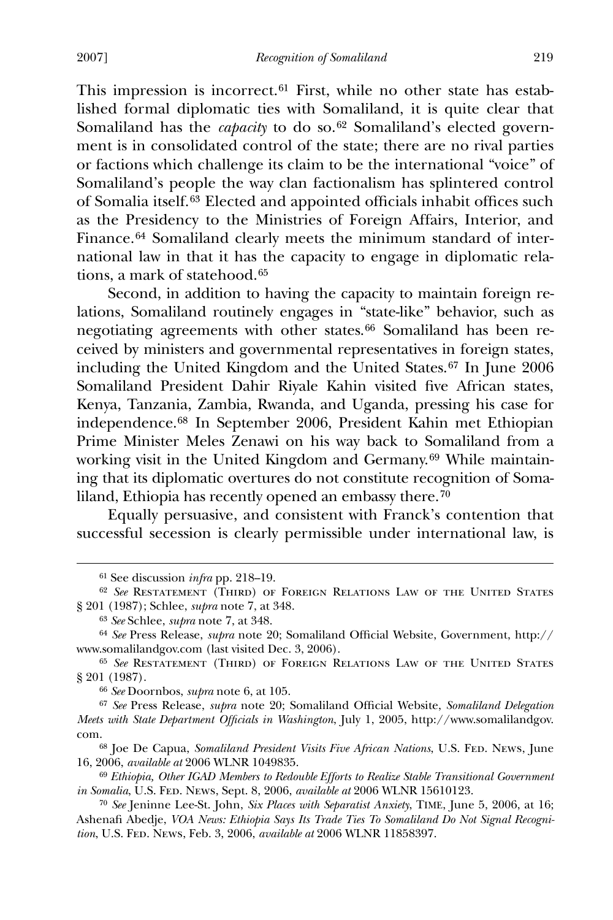This impression is incorrect.[61] First, while no other state has established formal diplomatic ties with Somaliland, it is quite clear that Somaliland has the *capacity* to do so.[62] Somaliland's elected government is in consolidated control of the state; there are no rival parties or factions which challenge its claim to be the international "voice" of Somaliland's people the way clan factionalism has splintered control of Somalia itself.[63] Elected and appointed officials inhabit offices such as the Presidency to the Ministries of Foreign Affairs, Interior, and Finance.[64] Somaliland clearly meets the minimum standard of international law in that it has the capacity to engage in diplomatic relations, a mark of statehood.[65]

Second, in addition to having the capacity to maintain foreign relations, Somaliland routinely engages in "state-like" behavior, such as negotiating agreements with other states.[66] Somaliland has been received by ministers and governmental representatives in foreign states, including the United Kingdom and the United States.[67] In June 2006 Somaliland President Dahir Riyale Kahin visited five African states, Kenya, Tanzania, Zambia, Rwanda, and Uganda, pressing his case for independence.[68] In September 2006, President Kahin met Ethiopian Prime Minister Meles Zenawi on his way back to Somaliland from a working visit in the United Kingdom and Germany.[69] While maintaining that its diplomatic overtures do not constitute recognition of Somaliland, Ethiopia has recently opened an embassy there.[70]

Equally persuasive, and consistent with Franck's contention that successful secession is clearly permissible under international law, is

---

[61] See discussion *infra* pp. 218–19.

[62] *See* Restatement (Third) of Foreign Relations Law of the United States § 201 (1987); Schlee, *supra* note 7, at 348.

[63] *See* Schlee, *supra* note 7, at 348.

[64] *See* Press Release, *supra* note 20; Somaliland Official Website, Government, http://www.somalilandgov.com (last visited Dec. 3, 2006).

[65] *See* Restatement (Third) of Foreign Relations Law of the United States § 201 (1987).

[66] *See* Doornbos, *supra* note 6, at 105.

[67] *See* Press Release, *supra* note 20; Somaliland Official Website, *Somaliland Delegation Meets with State Department Officials in Washington*, July 1, 2005, http://www.somalilandgov.com.

[68] Joe De Capua, *Somaliland President Visits Five African Nations*, U.S. Fed. News, June 16, 2006, *available at* 2006 WLNR 1049835.

[69] *Ethiopia, Other IGAD Members to Redouble Efforts to Realize Stable Transitional Government in Somalia*, U.S. Fed. News, Sept. 8, 2006, *available at* 2006 WLNR 15610123.

[70] *See* Jeninne Lee-St. John, *Six Places with Separatist Anxiety*, Time, June 5, 2006, at 16; Ashenafi Abedje, *VOA News: Ethiopia Says Its Trade Ties To Somaliland Do Not Signal Recognition*, U.S. Fed. News, Feb. 3, 2006, *available at* 2006 WLNR 11858397.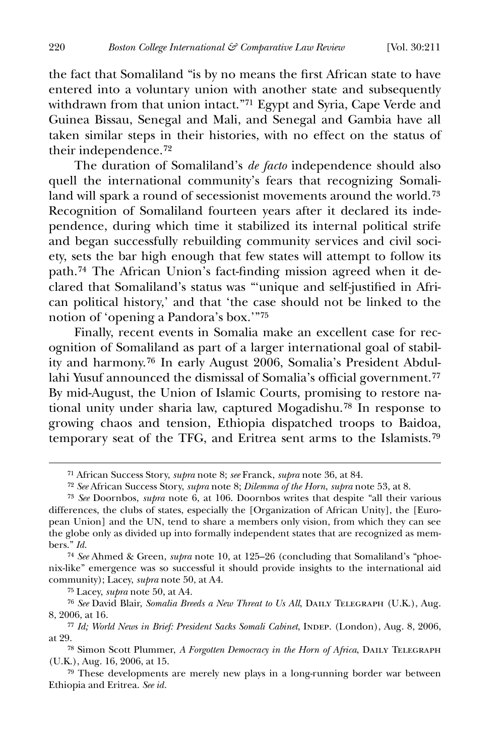the fact that Somaliland "is by no means the first African state to have entered into a voluntary union with another state and subsequently withdrawn from that union intact."[71] Egypt and Syria, Cape Verde and Guinea Bissau, Senegal and Mali, and Senegal and Gambia have all taken similar steps in their histories, with no effect on the status of their independence.[72]

The duration of Somaliland's *de facto* independence should also quell the international community's fears that recognizing Somaliland will spark a round of secessionist movements around the world.[73] Recognition of Somaliland fourteen years after it declared its independence, during which time it stabilized its internal political strife and began successfully rebuilding community services and civil society, sets the bar high enough that few states will attempt to follow its path.[74] The African Union's fact-finding mission agreed when it declared that Somaliland's status was "'unique and self-justified in African political history,' and that 'the case should not be linked to the notion of 'opening a Pandora's box.'"[75]

Finally, recent events in Somalia make an excellent case for recognition of Somaliland as part of a larger international goal of stability and harmony.[76] In early August 2006, Somalia's President Abdullahi Yusuf announced the dismissal of Somalia's official government.[77] By mid-August, the Union of Islamic Courts, promising to restore national unity under sharia law, captured Mogadishu.[78] In response to growing chaos and tension, Ethiopia dispatched troops to Baidoa, temporary seat of the TFG, and Eritrea sent arms to the Islamists.[79]

---

[71] African Success Story, *supra* note 8; *see* Franck, *supra* note 36, at 84.

[72] *See* African Success Story, *supra* note 8; *Dilemma of the Horn*, *supra* note 53, at 8.

[73] *See* Doornbos, *supra* note 6, at 106. Doornbos writes that despite "all their various differences, the clubs of states, especially the [Organization of African Unity], the [European Union] and the UN, tend to share a members only vision, from which they can see the globe only as divided up into formally independent states that are recognized as members." *Id.*

[74] *See* Ahmed & Green, *supra* note 10, at 125–26 (concluding that Somaliland's "phoenix-like" emergence was so successful it should provide insights to the international aid community); Lacey, *supra* note 50, at A4.

[75] Lacey, *supra* note 50, at A4.

[76] *See* David Blair, *Somalia Breeds a New Threat to Us All*, Daily Telegraph (U.K.), Aug. 8, 2006, at 16.

[77] *Id; World News in Brief: President Sacks Somali Cabinet*, Indep. (London), Aug. 8, 2006, at 29.

[78] Simon Scott Plummer, *A Forgotten Democracy in the Horn of Africa*, Daily Telegraph (U.K.), Aug. 16, 2006, at 15.

[79] These developments are merely new plays in a long-running border war between Ethiopia and Eritrea. *See id.*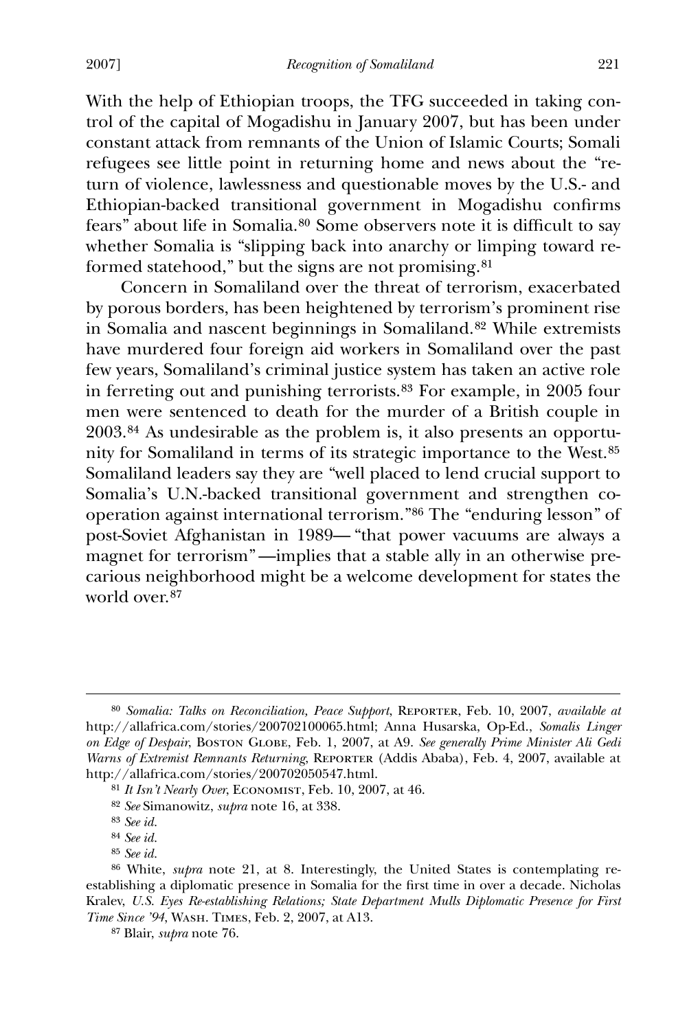With the help of Ethiopian troops, the TFG succeeded in taking control of the capital of Mogadishu in January 2007, but has been under constant attack from remnants of the Union of Islamic Courts; Somali refugees see little point in returning home and news about the "return of violence, lawlessness and questionable moves by the U.S.- and Ethiopian-backed transitional government in Mogadishu confirms fears" about life in Somalia.[80] Some observers note it is difficult to say whether Somalia is "slipping back into anarchy or limping toward reformed statehood," but the signs are not promising.[81]

Concern in Somaliland over the threat of terrorism, exacerbated by porous borders, has been heightened by terrorism's prominent rise in Somalia and nascent beginnings in Somaliland.[82] While extremists have murdered four foreign aid workers in Somaliland over the past few years, Somaliland's criminal justice system has taken an active role in ferreting out and punishing terrorists.[83] For example, in 2005 four men were sentenced to death for the murder of a British couple in 2003.[84] As undesirable as the problem is, it also presents an opportunity for Somaliland in terms of its strategic importance to the West.[85] Somaliland leaders say they are "well placed to lend crucial support to Somalia's U.N.-backed transitional government and strengthen cooperation against international terrorism."[86] The "enduring lesson" of post-Soviet Afghanistan in 1989— "that power vacuums are always a magnet for terrorism"—implies that a stable ally in an otherwise precarious neighborhood might be a welcome development for states the world over.[87]

---

[80] *Somalia: Talks on Reconciliation, Peace Support*, Reporter, Feb. 10, 2007, *available at* http://allafrica.com/stories/200702100065.html; Anna Husarska, Op-Ed., *Somalis Linger on Edge of Despair*, Boston Globe, Feb. 1, 2007, at A9. *See generally Prime Minister Ali Gedi Warns of Extremist Remnants Returning*, Reporter (Addis Ababa), Feb. 4, 2007, available at http://allafrica.com/stories/200702050547.html.

[81] *It Isn't Nearly Over*, Economist, Feb. 10, 2007, at 46.

[82] *See* Simanowitz, *supra* note 16, at 338.

[83] *See id.*

[84] *See id.*

[85] *See id.*

[86] White, *supra* note 21, at 8. Interestingly, the United States is contemplating re-establishing a diplomatic presence in Somalia for the first time in over a decade. Nicholas Kralev, *U.S. Eyes Re-establishing Relations; State Department Mulls Diplomatic Presence for First Time Since '94*, Wash. Times, Feb. 2, 2007, at A13.

[87] Blair, *supra* note 76.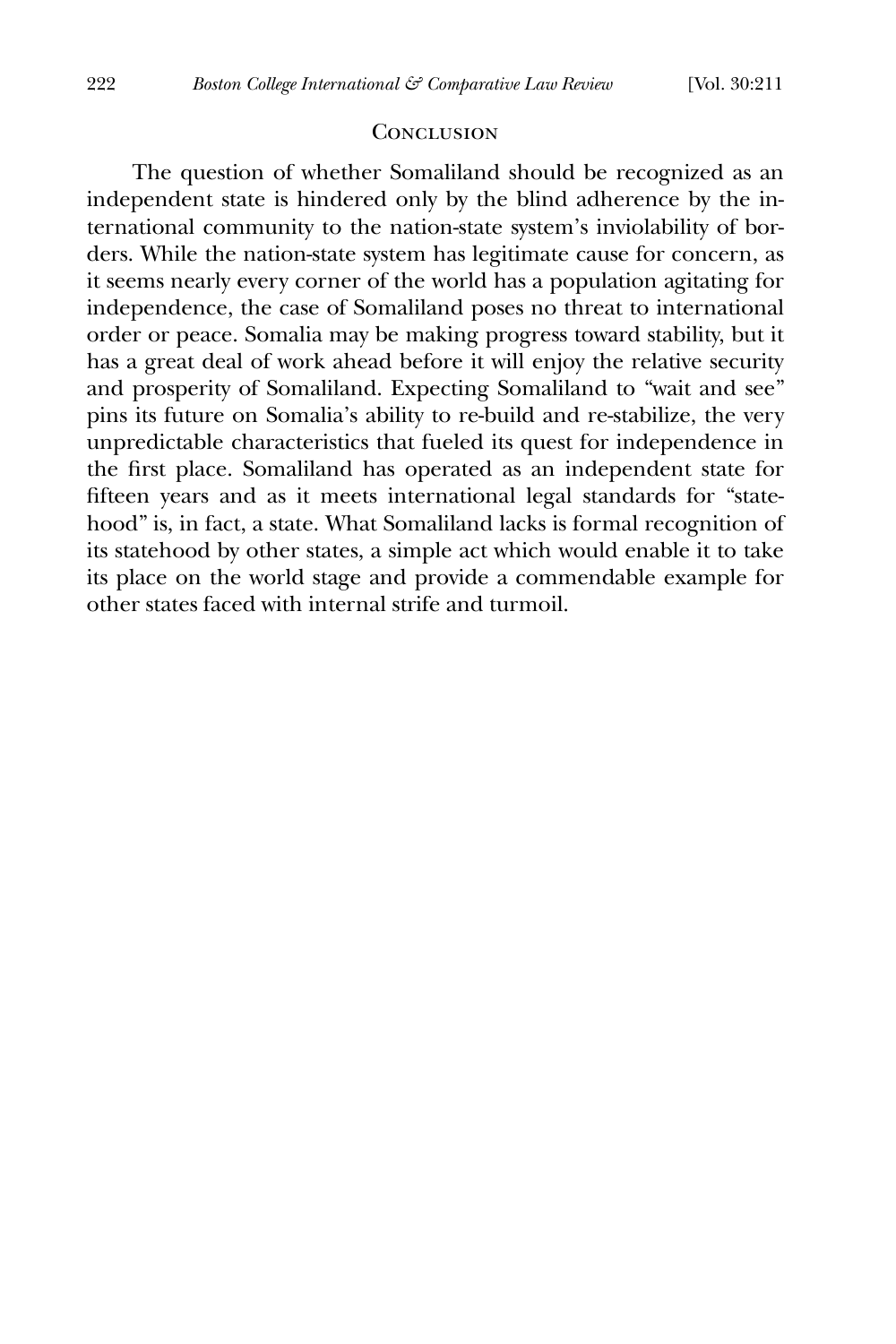## Conclusion

The question of whether Somaliland should be recognized as an independent state is hindered only by the blind adherence by the international community to the nation-state system's inviolability of borders. While the nation-state system has legitimate cause for concern, as it seems nearly every corner of the world has a population agitating for independence, the case of Somaliland poses no threat to international order or peace. Somalia may be making progress toward stability, but it has a great deal of work ahead before it will enjoy the relative security and prosperity of Somaliland. Expecting Somaliland to "wait and see" pins its future on Somalia's ability to re-build and re-stabilize, the very unpredictable characteristics that fueled its quest for independence in the first place. Somaliland has operated as an independent state for fifteen years and as it meets international legal standards for "statehood" is, in fact, a state. What Somaliland lacks is formal recognition of its statehood by other states, a simple act which would enable it to take its place on the world stage and provide a commendable example for other states faced with internal strife and turmoil.